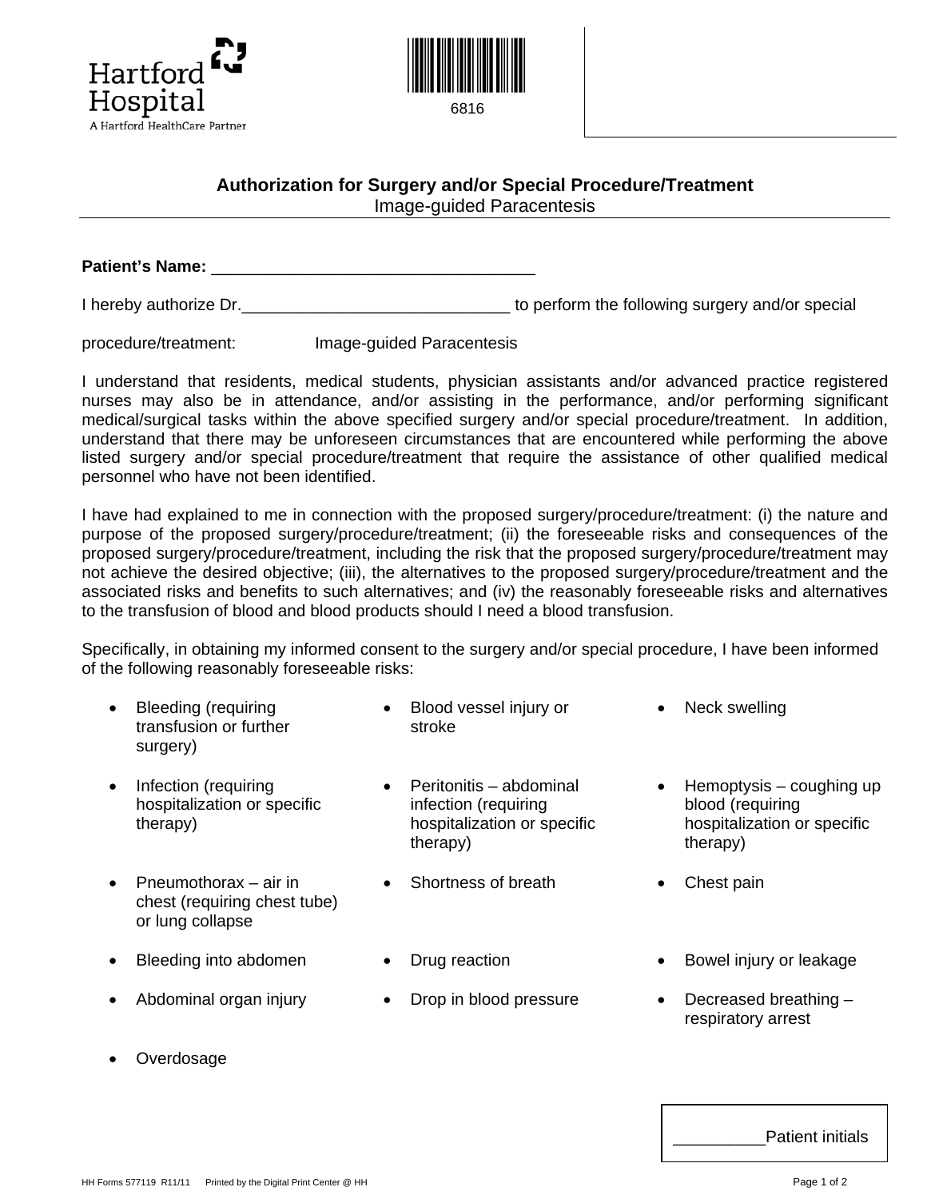Hartford Hospital
A Hartford HealthCare Partner

6816

## Authorization for Surgery and/or Special Procedure/Treatment

Image-guided Paracentesis

**Patient's Name:** ___________________________________

I hereby authorize Dr._____________________________ to perform the following surgery and/or special procedure/treatment: Image-guided Paracentesis

I understand that residents, medical students, physician assistants and/or advanced practice registered nurses may also be in attendance, and/or assisting in the performance, and/or performing significant medical/surgical tasks within the above specified surgery and/or special procedure/treatment. In addition, understand that there may be unforeseen circumstances that are encountered while performing the above listed surgery and/or special procedure/treatment that require the assistance of other qualified medical personnel who have not been identified.

I have had explained to me in connection with the proposed surgery/procedure/treatment: (i) the nature and purpose of the proposed surgery/procedure/treatment; (ii) the foreseeable risks and consequences of the proposed surgery/procedure/treatment, including the risk that the proposed surgery/procedure/treatment may not achieve the desired objective; (iii), the alternatives to the proposed surgery/procedure/treatment and the associated risks and benefits to such alternatives; and (iv) the reasonably foreseeable risks and alternatives to the transfusion of blood and blood products should I need a blood transfusion.

Specifically, in obtaining my informed consent to the surgery and/or special procedure, I have been informed of the following reasonably foreseeable risks:

- Bleeding (requiring transfusion or further surgery)
- Blood vessel injury or stroke
- Neck swelling
- Infection (requiring hospitalization or specific therapy)
- Peritonitis – abdominal infection (requiring hospitalization or specific therapy)
- Hemoptysis – coughing up blood (requiring hospitalization or specific therapy)
- Pneumothorax – air in chest (requiring chest tube) or lung collapse
- Shortness of breath
- Chest pain
- Bleeding into abdomen
- Drug reaction
- Bowel injury or leakage
- Abdominal organ injury
- Drop in blood pressure
- Decreased breathing – respiratory arrest
- Overdosage

__________Patient initials

HH Forms 577119 R11/11 Printed by the Digital Print Center @ HH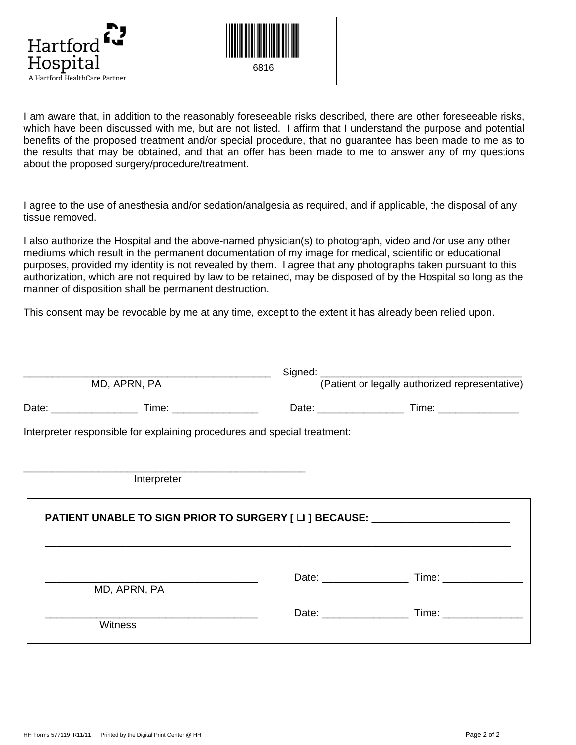Hartford Hospital
A Hartford HealthCare Partner

6816

I am aware that, in addition to the reasonably foreseeable risks described, there are other foreseeable risks, which have been discussed with me, but are not listed. I affirm that I understand the purpose and potential benefits of the proposed treatment and/or special procedure, that no guarantee has been made to me as to the results that may be obtained, and that an offer has been made to me to answer any of my questions about the proposed surgery/procedure/treatment.

I agree to the use of anesthesia and/or sedation/analgesia as required, and if applicable, the disposal of any tissue removed.

I also authorize the Hospital and the above-named physician(s) to photograph, video and /or use any other mediums which result in the permanent documentation of my image for medical, scientific or educational purposes, provided my identity is not revealed by them. I agree that any photographs taken pursuant to this authorization, which are not required by law to be retained, may be disposed of by the Hospital so long as the manner of disposition shall be permanent destruction.

This consent may be revocable by me at any time, except to the extent it has already been relied upon.

_____________________________________________ Signed: ___________________________________
MD, APRN, PA (Patient or legally authorized representative)

Date: _______________ Time: _______________ Date: _______________ Time: ______________

Interpreter responsible for explaining procedures and special treatment:

___________________________________________________
Interpreter

**PATIENT UNABLE TO SIGN PRIOR TO SURGERY [ ❑ ] BECAUSE:** ________________________

_____________________________________________________________________________________

_____________________________________ Date: _______________ Time: ______________
MD, APRN, PA

_____________________________________ Date: _______________ Time: ______________
Witness

HH Forms 577119 R11/11 Printed by the Digital Print Center @ HH